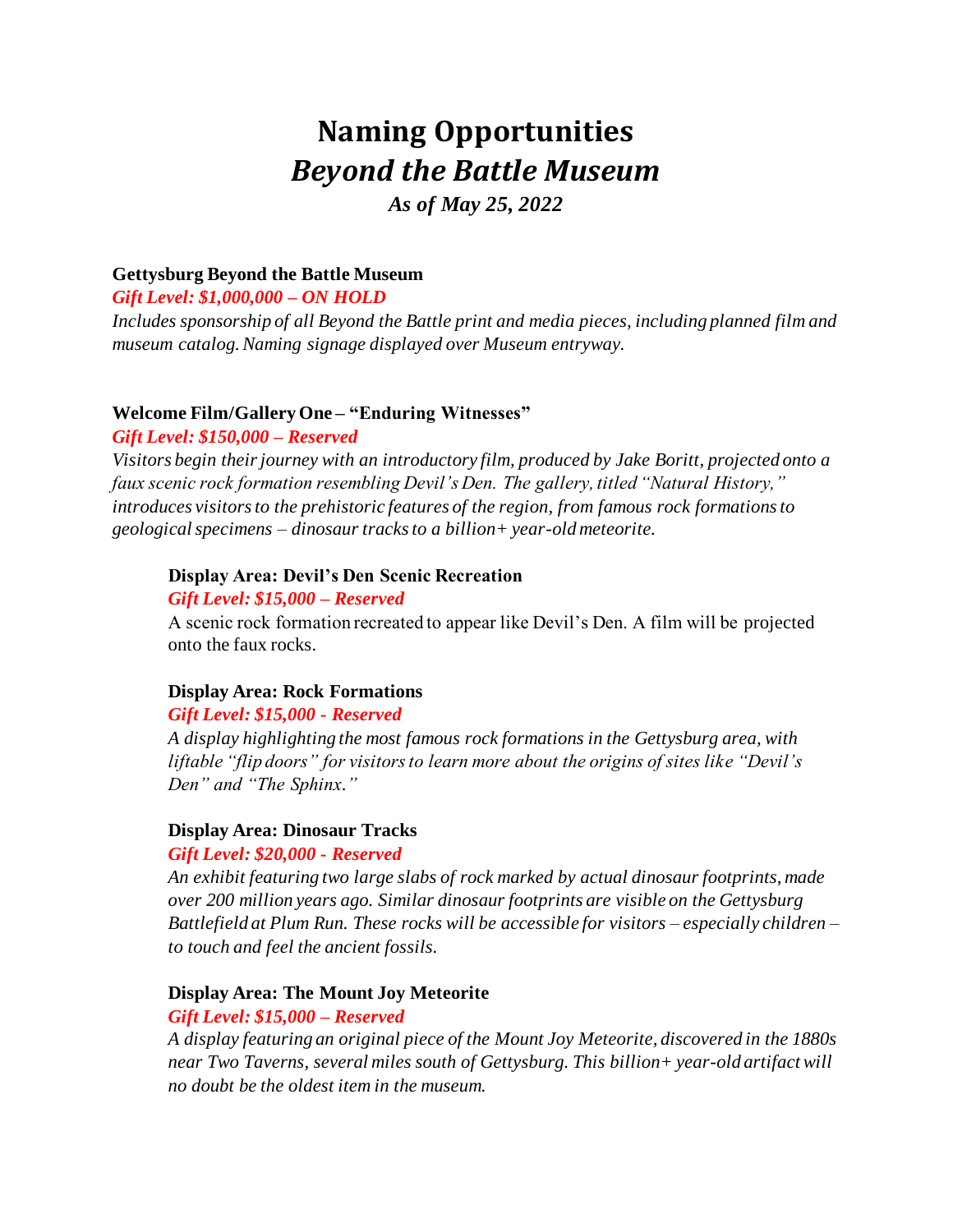# Naming Opportunities
# *Beyond the Battle Museum*

***As of May 25, 2022***

**Gettysburg Beyond the Battle Museum**

***Gift Level: $1,000,000 – ON HOLD***

*Includes sponsorship of all Beyond the Battle print and media pieces, including planned film and museum catalog. Naming signage displayed over Museum entryway.*

**Welcome Film/Gallery One – "Enduring Witnesses"**

***Gift Level: $150,000 – Reserved***

*Visitors begin their journey with an introductory film, produced by Jake Boritt, projected onto a faux scenic rock formation resembling Devil's Den. The gallery, titled "Natural History," introduces visitors to the prehistoric features of the region, from famous rock formations to geological specimens – dinosaur tracks to a billion+ year-old meteorite.*

**Display Area: Devil's Den Scenic Recreation**

***Gift Level: $15,000 – Reserved***

A scenic rock formation recreated to appear like Devil's Den. A film will be projected onto the faux rocks.

**Display Area: Rock Formations**

***Gift Level: $15,000 - Reserved***

*A display highlighting the most famous rock formations in the Gettysburg area, with liftable "flip doors" for visitors to learn more about the origins of sites like "Devil's Den" and "The Sphinx."*

**Display Area: Dinosaur Tracks**

***Gift Level: $20,000 - Reserved***

*An exhibit featuring two large slabs of rock marked by actual dinosaur footprints, made over 200 million years ago. Similar dinosaur footprints are visible on the Gettysburg Battlefield at Plum Run. These rocks will be accessible for visitors – especially children – to touch and feel the ancient fossils.*

**Display Area: The Mount Joy Meteorite**

***Gift Level: $15,000 – Reserved***

*A display featuring an original piece of the Mount Joy Meteorite, discovered in the 1880s near Two Taverns, several miles south of Gettysburg. This billion+ year-old artifact will no doubt be the oldest item in the museum.*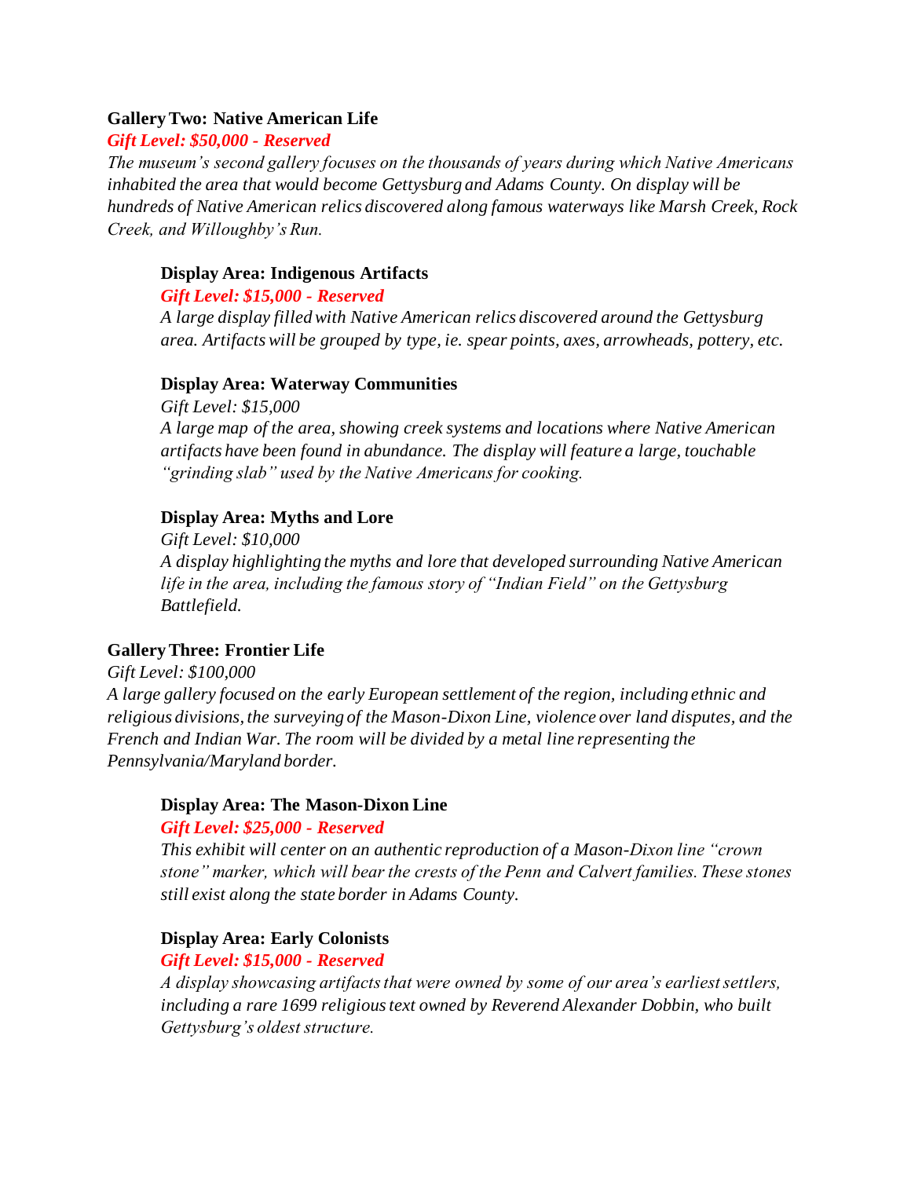## Gallery Two: Native American Life

***Gift Level: $50,000 - Reserved***

*The museum's second gallery focuses on the thousands of years during which Native Americans inhabited the area that would become Gettysburg and Adams County. On display will be hundreds of Native American relics discovered along famous waterways like Marsh Creek, Rock Creek, and Willoughby's Run.*

### Display Area: Indigenous Artifacts

***Gift Level: $15,000 - Reserved***

*A large display filled with Native American relics discovered around the Gettysburg area. Artifacts will be grouped by type, ie. spear points, axes, arrowheads, pottery, etc.*

### Display Area: Waterway Communities

*Gift Level: $15,000*

*A large map of the area, showing creek systems and locations where Native American artifacts have been found in abundance. The display will feature a large, touchable "grinding slab" used by the Native Americans for cooking.*

### Display Area: Myths and Lore

*Gift Level: $10,000*

*A display highlighting the myths and lore that developed surrounding Native American life in the area, including the famous story of "Indian Field" on the Gettysburg Battlefield.*

## Gallery Three: Frontier Life

*Gift Level: $100,000*

*A large gallery focused on the early European settlement of the region, including ethnic and religious divisions, the surveying of the Mason-Dixon Line, violence over land disputes, and the French and Indian War. The room will be divided by a metal line representing the Pennsylvania/Maryland border.*

### Display Area: The Mason-Dixon Line

***Gift Level: $25,000 - Reserved***

*This exhibit will center on an authentic reproduction of a Mason-Dixon line "crown stone" marker, which will bear the crests of the Penn and Calvert families. These stones still exist along the state border in Adams County.*

### Display Area: Early Colonists

***Gift Level: $15,000 - Reserved***

*A display showcasing artifacts that were owned by some of our area's earliest settlers, including a rare 1699 religious text owned by Reverend Alexander Dobbin, who built Gettysburg's oldest structure.*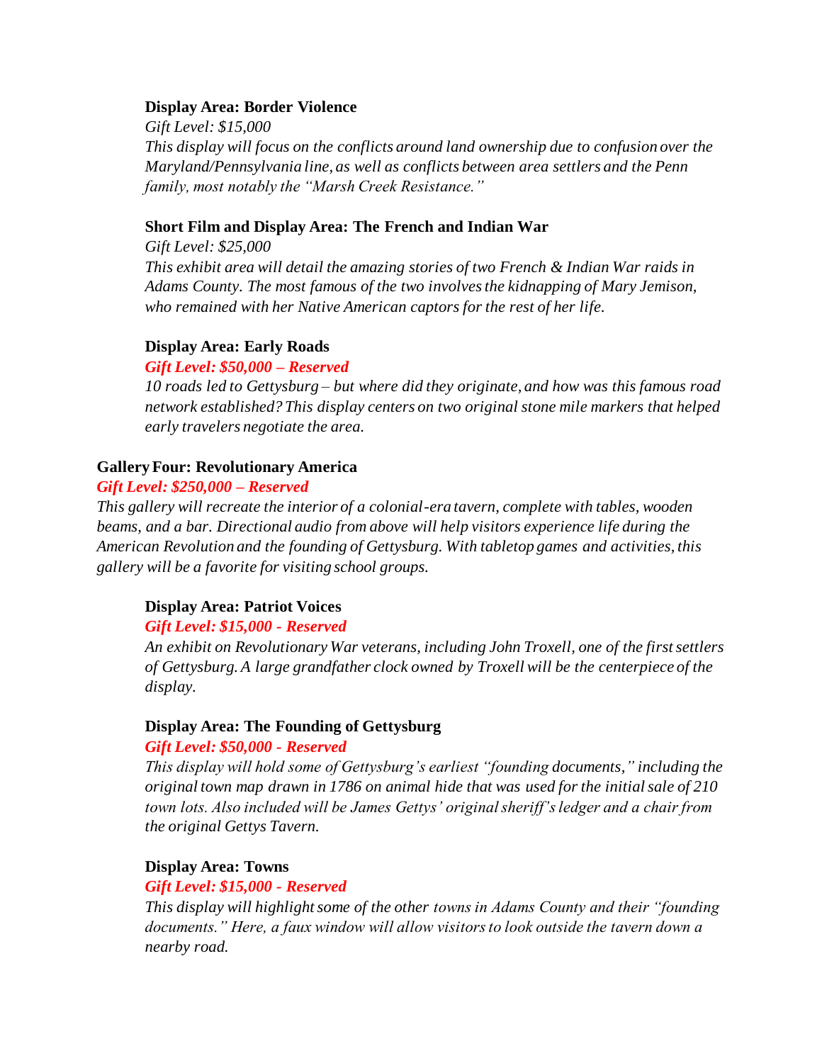**Display Area: Border Violence**

*Gift Level: $15,000*

*This display will focus on the conflicts around land ownership due to confusion over the Maryland/Pennsylvania line, as well as conflicts between area settlers and the Penn family, most notably the "Marsh Creek Resistance."*

**Short Film and Display Area: The French and Indian War**

*Gift Level: $25,000*

*This exhibit area will detail the amazing stories of two French & Indian War raids in Adams County. The most famous of the two involves the kidnapping of Mary Jemison, who remained with her Native American captors for the rest of her life.*

**Display Area: Early Roads**

***Gift Level: $50,000 – Reserved***

*10 roads led to Gettysburg – but where did they originate, and how was this famous road network established? This display centers on two original stone mile markers that helped early travelers negotiate the area.*

## Gallery Four: Revolutionary America

***Gift Level: $250,000 – Reserved***

*This gallery will recreate the interior of a colonial-era tavern, complete with tables, wooden beams, and a bar. Directional audio from above will help visitors experience life during the American Revolution and the founding of Gettysburg. With tabletop games and activities, this gallery will be a favorite for visiting school groups.*

**Display Area: Patriot Voices**

***Gift Level: $15,000 - Reserved***

*An exhibit on Revolutionary War veterans, including John Troxell, one of the first settlers of Gettysburg. A large grandfather clock owned by Troxell will be the centerpiece of the display.*

**Display Area: The Founding of Gettysburg**

***Gift Level: $50,000 - Reserved***

*This display will hold some of Gettysburg's earliest "founding documents," including the original town map drawn in 1786 on animal hide that was used for the initial sale of 210 town lots. Also included will be James Gettys' original sheriff's ledger and a chair from the original Gettys Tavern.*

**Display Area: Towns**

***Gift Level: $15,000 - Reserved***

*This display will highlight some of the other towns in Adams County and their "founding documents." Here, a faux window will allow visitors to look outside the tavern down a nearby road.*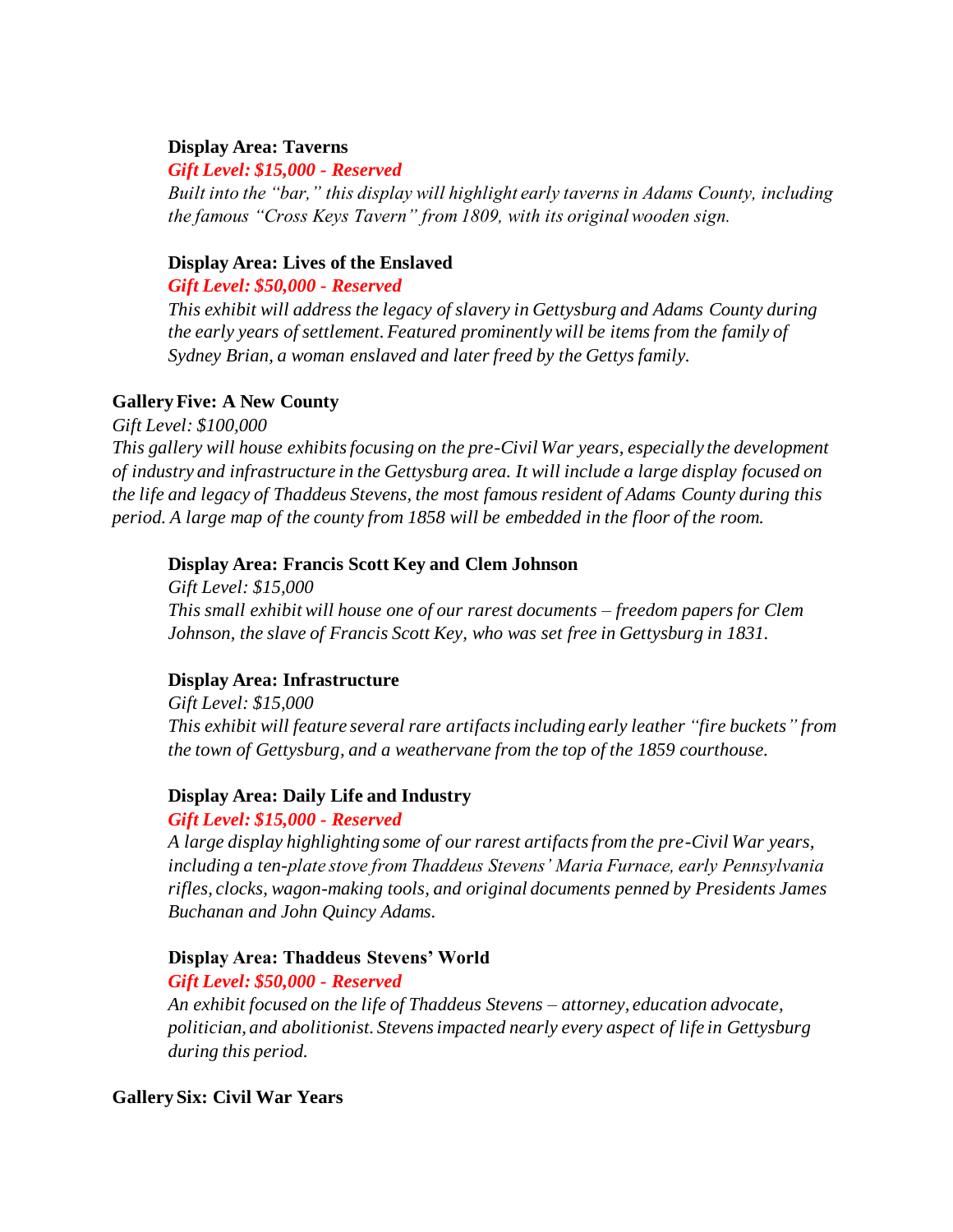### Display Area: Taverns

***Gift Level: $15,000 - Reserved***

*Built into the "bar," this display will highlight early taverns in Adams County, including the famous "Cross Keys Tavern" from 1809, with its original wooden sign.*

### Display Area: Lives of the Enslaved

***Gift Level: $50,000 - Reserved***

*This exhibit will address the legacy of slavery in Gettysburg and Adams County during the early years of settlement. Featured prominently will be items from the family of Sydney Brian, a woman enslaved and later freed by the Gettys family.*

## Gallery Five: A New County

*Gift Level: $100,000*

*This gallery will house exhibits focusing on the pre-Civil War years, especially the development of industry and infrastructure in the Gettysburg area. It will include a large display focused on the life and legacy of Thaddeus Stevens, the most famous resident of Adams County during this period. A large map of the county from 1858 will be embedded in the floor of the room.*

### Display Area: Francis Scott Key and Clem Johnson

*Gift Level: $15,000*

*This small exhibit will house one of our rarest documents – freedom papers for Clem Johnson, the slave of Francis Scott Key, who was set free in Gettysburg in 1831.*

### Display Area: Infrastructure

*Gift Level: $15,000*

*This exhibit will feature several rare artifacts including early leather "fire buckets" from the town of Gettysburg, and a weathervane from the top of the 1859 courthouse.*

### Display Area: Daily Life and Industry

***Gift Level: $15,000 - Reserved***

*A large display highlighting some of our rarest artifacts from the pre-Civil War years, including a ten-plate stove from Thaddeus Stevens' Maria Furnace, early Pennsylvania rifles, clocks, wagon-making tools, and original documents penned by Presidents James Buchanan and John Quincy Adams.*

### Display Area: Thaddeus Stevens' World

***Gift Level: $50,000 - Reserved***

*An exhibit focused on the life of Thaddeus Stevens – attorney, education advocate, politician, and abolitionist. Stevens impacted nearly every aspect of life in Gettysburg during this period.*

## Gallery Six: Civil War Years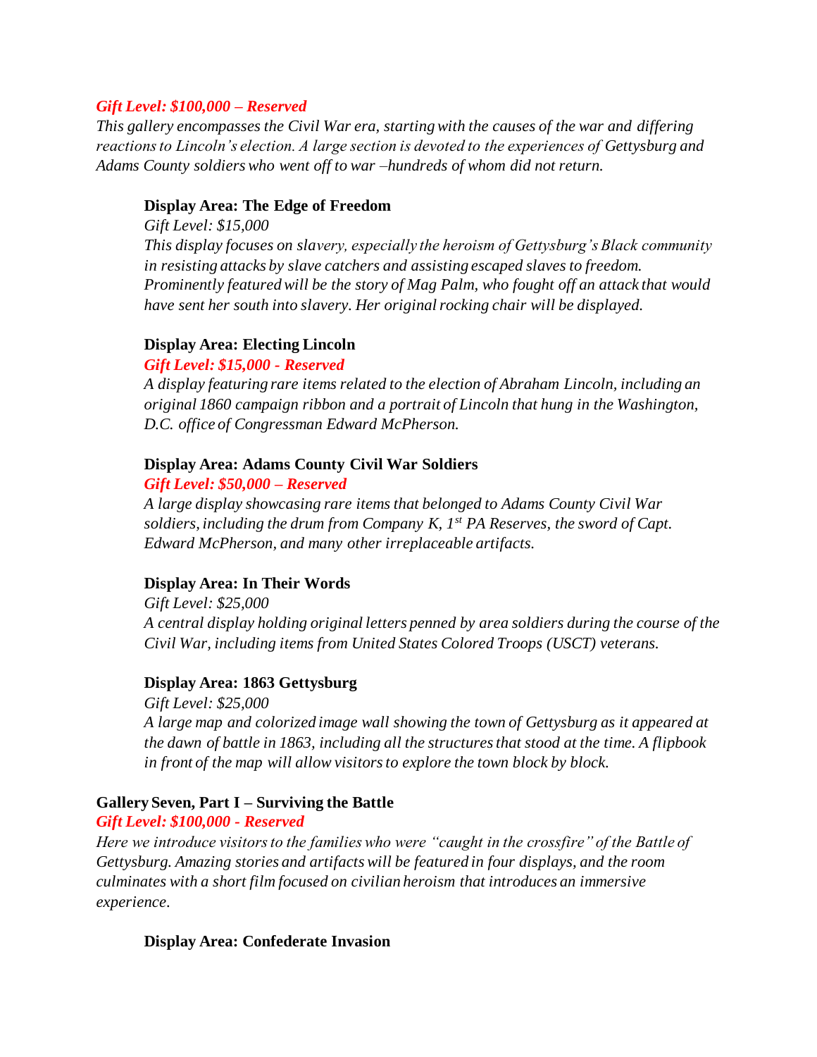***Gift Level: $100,000 – Reserved***

*This gallery encompasses the Civil War era, starting with the causes of the war and differing reactions to Lincoln's election. A large section is devoted to the experiences of Gettysburg and Adams County soldiers who went off to war –hundreds of whom did not return.*

**Display Area: The Edge of Freedom**

*Gift Level: $15,000*

*This display focuses on slavery, especially the heroism of Gettysburg's Black community in resisting attacks by slave catchers and assisting escaped slaves to freedom. Prominently featured will be the story of Mag Palm, who fought off an attack that would have sent her south into slavery. Her original rocking chair will be displayed.*

**Display Area: Electing Lincoln**

***Gift Level: $15,000 - Reserved***

*A display featuring rare items related to the election of Abraham Lincoln, including an original 1860 campaign ribbon and a portrait of Lincoln that hung in the Washington, D.C. office of Congressman Edward McPherson.*

**Display Area: Adams County Civil War Soldiers**

***Gift Level: $50,000 – Reserved***

*A large display showcasing rare items that belonged to Adams County Civil War soldiers, including the drum from Company K, 1st PA Reserves, the sword of Capt. Edward McPherson, and many other irreplaceable artifacts.*

**Display Area: In Their Words**

*Gift Level: $25,000*

*A central display holding original letters penned by area soldiers during the course of the Civil War, including items from United States Colored Troops (USCT) veterans.*

**Display Area: 1863 Gettysburg**

*Gift Level: $25,000*

*A large map and colorized image wall showing the town of Gettysburg as it appeared at the dawn of battle in 1863, including all the structures that stood at the time. A flipbook in front of the map will allow visitors to explore the town block by block.*

**Gallery Seven, Part I – Surviving the Battle**

***Gift Level: $100,000 - Reserved***

*Here we introduce visitors to the families who were "caught in the crossfire" of the Battle of Gettysburg. Amazing stories and artifacts will be featured in four displays, and the room culminates with a short film focused on civilian heroism that introduces an immersive experience.*

**Display Area: Confederate Invasion**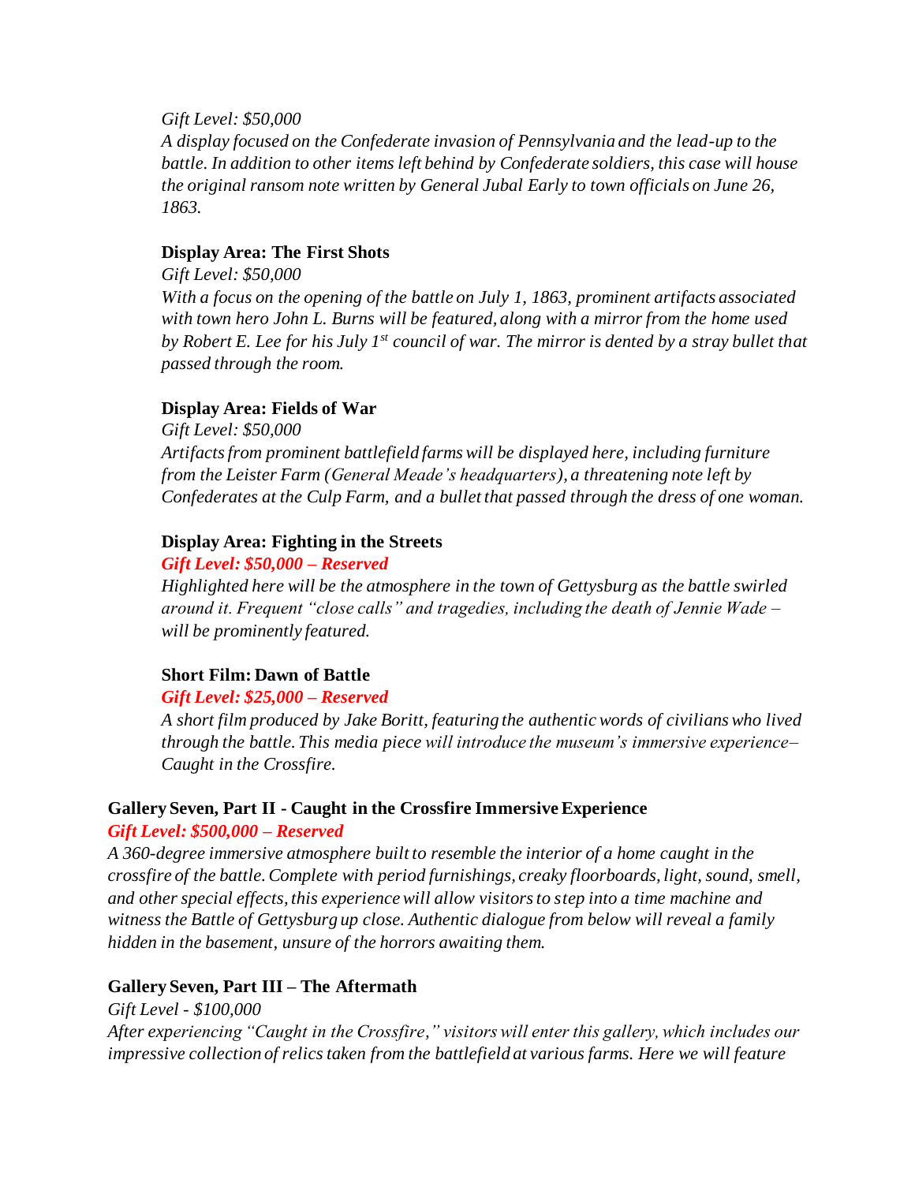*Gift Level: $50,000*

*A display focused on the Confederate invasion of Pennsylvania and the lead-up to the battle. In addition to other items left behind by Confederate soldiers, this case will house the original ransom note written by General Jubal Early to town officials on June 26, 1863.*

**Display Area: The First Shots**

*Gift Level: $50,000*

*With a focus on the opening of the battle on July 1, 1863, prominent artifacts associated with town hero John L. Burns will be featured, along with a mirror from the home used by Robert E. Lee for his July 1st council of war. The mirror is dented by a stray bullet that passed through the room.*

**Display Area: Fields of War**

*Gift Level: $50,000*

*Artifacts from prominent battlefield farms will be displayed here, including furniture from the Leister Farm (General Meade's headquarters), a threatening note left by Confederates at the Culp Farm, and a bullet that passed through the dress of one woman.*

**Display Area: Fighting in the Streets**

***Gift Level: $50,000 – Reserved***

*Highlighted here will be the atmosphere in the town of Gettysburg as the battle swirled around it. Frequent "close calls" and tragedies, including the death of Jennie Wade – will be prominently featured.*

**Short Film: Dawn of Battle**

***Gift Level: $25,000 – Reserved***

*A short film produced by Jake Boritt, featuring the authentic words of civilians who lived through the battle. This media piece will introduce the museum's immersive experience– Caught in the Crossfire.*

**Gallery Seven, Part II - Caught in the Crossfire Immersive Experience**

***Gift Level: $500,000 – Reserved***

*A 360-degree immersive atmosphere built to resemble the interior of a home caught in the crossfire of the battle. Complete with period furnishings, creaky floorboards, light, sound, smell, and other special effects, this experience will allow visitors to step into a time machine and witness the Battle of Gettysburg up close. Authentic dialogue from below will reveal a family hidden in the basement, unsure of the horrors awaiting them.*

**Gallery Seven, Part III – The Aftermath**

*Gift Level - $100,000*

*After experiencing "Caught in the Crossfire," visitors will enter this gallery, which includes our impressive collection of relics taken from the battlefield at various farms. Here we will feature*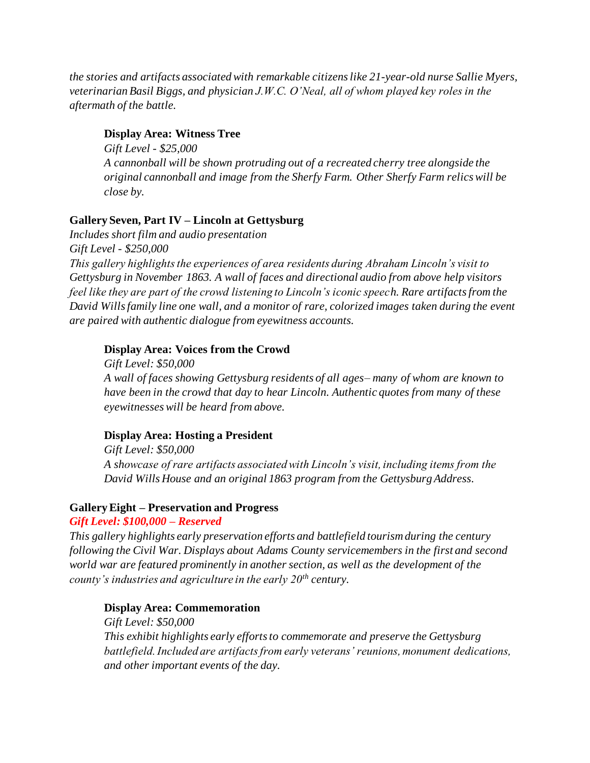*the stories and artifacts associated with remarkable citizens like 21-year-old nurse Sallie Myers, veterinarian Basil Biggs, and physician J.W.C. O'Neal, all of whom played key roles in the aftermath of the battle.*

**Display Area: Witness Tree**

*Gift Level - $25,000*

*A cannonball will be shown protruding out of a recreated cherry tree alongside the original cannonball and image from the Sherfy Farm. Other Sherfy Farm relics will be close by.*

**Gallery Seven, Part IV – Lincoln at Gettysburg**

*Includes short film and audio presentation*

*Gift Level - $250,000*

*This gallery highlights the experiences of area residents during Abraham Lincoln's visit to Gettysburg in November 1863. A wall of faces and directional audio from above help visitors feel like they are part of the crowd listening to Lincoln's iconic speech. Rare artifacts from the David Wills family line one wall, and a monitor of rare, colorized images taken during the event are paired with authentic dialogue from eyewitness accounts.*

**Display Area: Voices from the Crowd**

*Gift Level: $50,000*

*A wall of faces showing Gettysburg residents of all ages– many of whom are known to have been in the crowd that day to hear Lincoln. Authentic quotes from many of these eyewitnesses will be heard from above.*

**Display Area: Hosting a President**

*Gift Level: $50,000*

*A showcase of rare artifacts associated with Lincoln's visit, including items from the David Wills House and an original 1863 program from the Gettysburg Address.*

**Gallery Eight – Preservation and Progress**

***Gift Level: $100,000 – Reserved***

*This gallery highlights early preservation efforts and battlefield tourism during the century following the Civil War. Displays about Adams County servicemembers in the first and second world war are featured prominently in another section, as well as the development of the county's industries and agriculture in the early 20th century.*

**Display Area: Commemoration**

*Gift Level: $50,000*

*This exhibit highlights early efforts to commemorate and preserve the Gettysburg battlefield. Included are artifacts from early veterans' reunions, monument dedications, and other important events of the day.*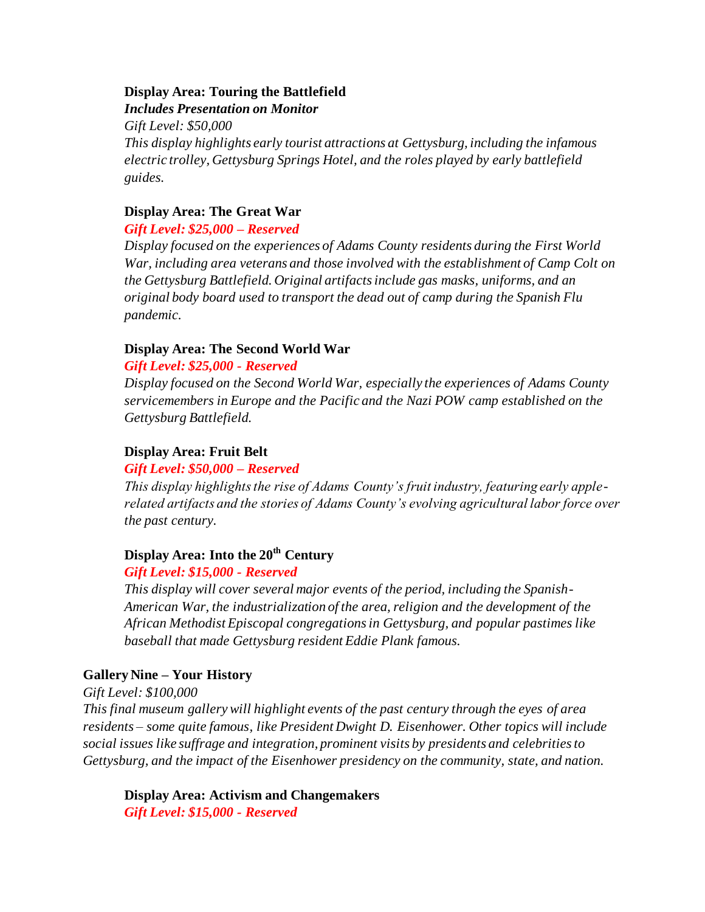**Display Area: Touring the Battlefield**
***Includes Presentation on Monitor***
*Gift Level: $50,000*
*This display highlights early tourist attractions at Gettysburg, including the infamous electric trolley, Gettysburg Springs Hotel, and the roles played by early battlefield guides.*

**Display Area: The Great War**
***Gift Level: $25,000 – Reserved***
*Display focused on the experiences of Adams County residents during the First World War, including area veterans and those involved with the establishment of Camp Colt on the Gettysburg Battlefield. Original artifacts include gas masks, uniforms, and an original body board used to transport the dead out of camp during the Spanish Flu pandemic.*

**Display Area: The Second World War**
***Gift Level: $25,000 - Reserved***
*Display focused on the Second World War, especially the experiences of Adams County servicemembers in Europe and the Pacific and the Nazi POW camp established on the Gettysburg Battlefield.*

**Display Area: Fruit Belt**
***Gift Level: $50,000 – Reserved***
*This display highlights the rise of Adams County's fruit industry, featuring early apple-related artifacts and the stories of Adams County's evolving agricultural labor force over the past century.*

**Display Area: Into the 20th Century**
***Gift Level: $15,000 - Reserved***
*This display will cover several major events of the period, including the Spanish-American War, the industrialization of the area, religion and the development of the African Methodist Episcopal congregations in Gettysburg, and popular pastimes like baseball that made Gettysburg resident Eddie Plank famous.*

**Gallery Nine – Your History**
*Gift Level: $100,000*
*This final museum gallery will highlight events of the past century through the eyes of area residents – some quite famous, like President Dwight D. Eisenhower. Other topics will include social issues like suffrage and integration, prominent visits by presidents and celebrities to Gettysburg, and the impact of the Eisenhower presidency on the community, state, and nation.*

**Display Area: Activism and Changemakers**
***Gift Level: $15,000 - Reserved***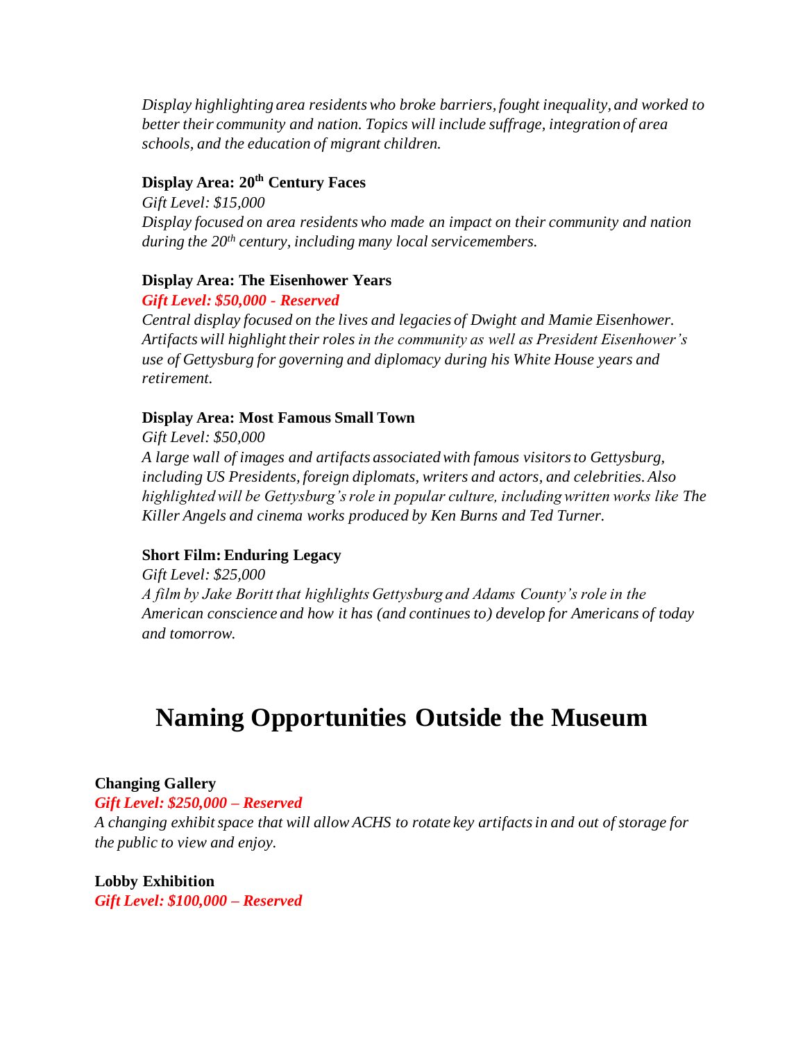*Display highlighting area residents who broke barriers, fought inequality, and worked to better their community and nation. Topics will include suffrage, integration of area schools, and the education of migrant children.*

**Display Area: 20th Century Faces**

*Gift Level: $15,000*

*Display focused on area residents who made an impact on their community and nation during the 20th century, including many local servicemembers.*

**Display Area: The Eisenhower Years**

***Gift Level: $50,000 - Reserved***

*Central display focused on the lives and legacies of Dwight and Mamie Eisenhower. Artifacts will highlight their roles in the community as well as President Eisenhower's use of Gettysburg for governing and diplomacy during his White House years and retirement.*

**Display Area: Most Famous Small Town**

*Gift Level: $50,000*

*A large wall of images and artifacts associated with famous visitors to Gettysburg, including US Presidents, foreign diplomats, writers and actors, and celebrities. Also highlighted will be Gettysburg's role in popular culture, including written works like The Killer Angels and cinema works produced by Ken Burns and Ted Turner.*

**Short Film: Enduring Legacy**

*Gift Level: $25,000*

*A film by Jake Boritt that highlights Gettysburg and Adams County's role in the American conscience and how it has (and continues to) develop for Americans of today and tomorrow.*

# Naming Opportunities Outside the Museum

**Changing Gallery**

***Gift Level: $250,000 – Reserved***

*A changing exhibit space that will allow ACHS to rotate key artifacts in and out of storage for the public to view and enjoy.*

**Lobby Exhibition**

***Gift Level: $100,000 – Reserved***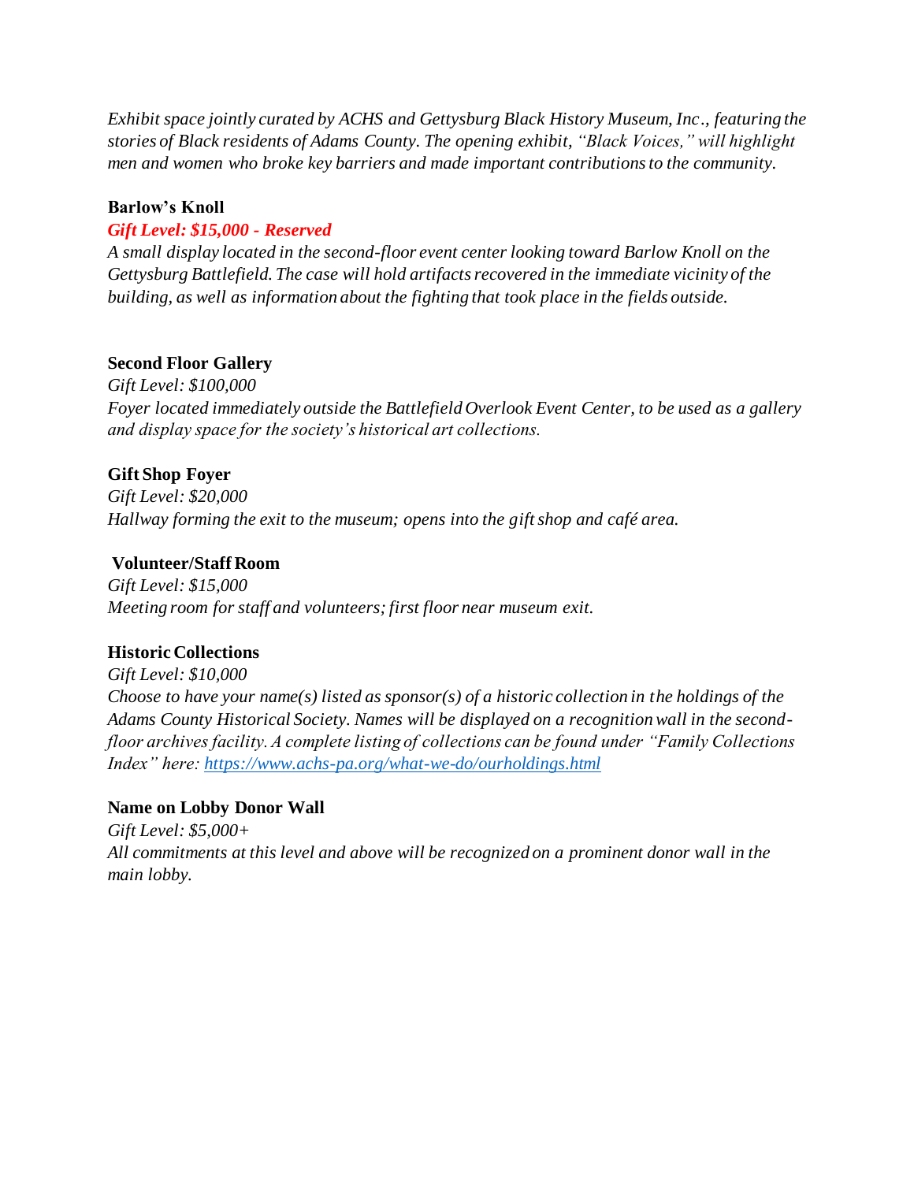*Exhibit space jointly curated by ACHS and Gettysburg Black History Museum, Inc., featuring the stories of Black residents of Adams County. The opening exhibit, "Black Voices," will highlight men and women who broke key barriers and made important contributions to the community.*

**Barlow's Knoll**

***Gift Level: $15,000 - Reserved***

*A small display located in the second-floor event center looking toward Barlow Knoll on the Gettysburg Battlefield. The case will hold artifacts recovered in the immediate vicinity of the building, as well as information about the fighting that took place in the fields outside.*

**Second Floor Gallery**

*Gift Level: $100,000*

*Foyer located immediately outside the Battlefield Overlook Event Center, to be used as a gallery and display space for the society's historical art collections.*

**Gift Shop Foyer**

*Gift Level: $20,000*

*Hallway forming the exit to the museum; opens into the gift shop and café area.*

**Volunteer/Staff Room**

*Gift Level: $15,000*

*Meeting room for staff and volunteers; first floor near museum exit.*

**Historic Collections**

*Gift Level: $10,000*

*Choose to have your name(s) listed as sponsor(s) of a historic collection in the holdings of the Adams County Historical Society. Names will be displayed on a recognition wall in the second-floor archives facility. A complete listing of collections can be found under "Family Collections Index" here: [https://www.achs-pa.org/what-we-do/ourholdings.html](https://www.achs-pa.org/what-we-do/ourholdings.html)*

**Name on Lobby Donor Wall**

*Gift Level: $5,000+*

*All commitments at this level and above will be recognized on a prominent donor wall in the main lobby.*